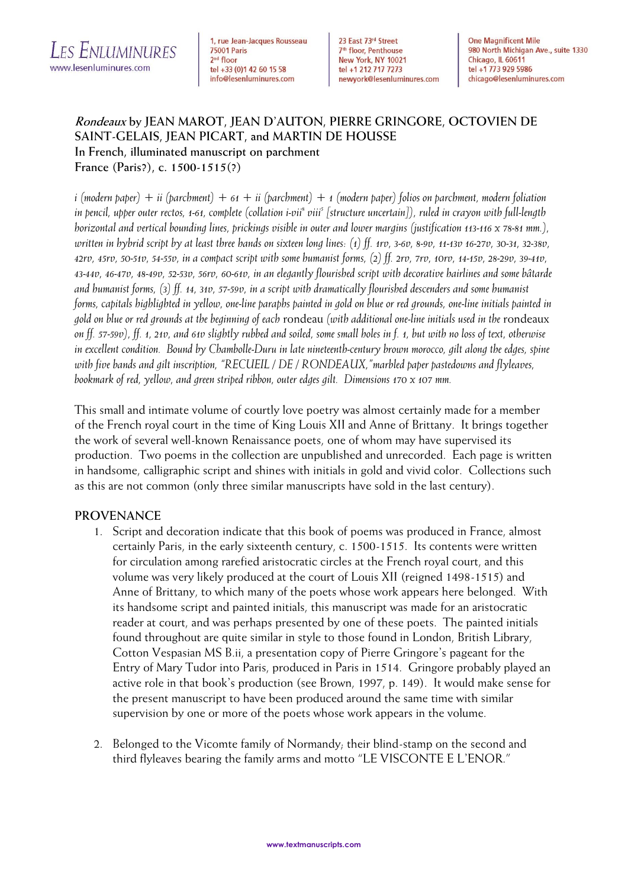LES ENLUMINURES
www.lesenluminures.com

1, rue Jean-Jacques Rousseau
75001 Paris
2nd floor
tel +33 (0)1 42 60 15 58
info@lesenluminures.com

23 East 73rd Street
7th floor, Penthouse
New York, NY 10021
tel +1 212 717 7273
newyork@lesenluminures.com

One Magnificent Mile
980 North Michigan Ave., suite 1330
Chicago, IL 60611
tel +1 773 929 5986
chicago@lesenluminures.com

**_Rondeaux_ by JEAN MAROT, JEAN D'AUTON, PIERRE GRINGORE, OCTOVIEN DE SAINT-GELAIS, JEAN PICART, and MARTIN DE HOUSSE**
**In French, illuminated manuscript on parchment**
**France (Paris?), c. 1500-1515(?)**

*i (modern paper) + ii (parchment) + 61 + ii (parchment) + 1 (modern paper) folios on parchment, modern foliation in pencil, upper outer rectos, 1-61, complete (collation i-vii⁸ viii⁵ [structure uncertain]), ruled in crayon with full-length horizontal and vertical bounding lines, prickings visible in outer and lower margins (justification 113-116 x 78-81 mm.), written in hybrid script by at least three hands on sixteen long lines: (1) ff. 1rv, 3-6v, 8-9v, 11-13v 16-27v, 30-31, 32-38v, 42rv, 45rv, 50-51v, 54-55v, in a compact script with some humanist forms, (2) ff. 2rv, 7rv, 10rv, 14-15v, 28-29v, 39-41v, 43-44v, 46-47v, 48-49v, 52-53v, 56rv, 60-61v, in an elegantly flourished script with decorative hairlines and some bâtarde and humanist forms, (3) ff. 14, 31v, 57-59v, in a script with dramatically flourished descenders and some humanist forms, capitals highlighted in yellow, one-line paraphs painted in gold on blue or red grounds, one-line initials painted in gold on blue or red grounds at the beginning of each* rondeau *(with additional one-line initials used in the* rondeaux *on ff. 57-59v), ff. 1, 21v, and 61v slightly rubbed and soiled, some small holes in f. 1, but with no loss of text, otherwise in excellent condition. Bound by Chambolle-Duru in late nineteenth-century brown morocco, gilt along the edges, spine with five bands and gilt inscription, "RECUEIL / DE / RONDEAUX," marbled paper pastedowns and flyleaves, bookmark of red, yellow, and green striped ribbon, outer edges gilt. Dimensions 170 x 107 mm.*

This small and intimate volume of courtly love poetry was almost certainly made for a member of the French royal court in the time of King Louis XII and Anne of Brittany. It brings together the work of several well-known Renaissance poets, one of whom may have supervised its production. Two poems in the collection are unpublished and unrecorded. Each page is written in handsome, calligraphic script and shines with initials in gold and vivid color. Collections such as this are not common (only three similar manuscripts have sold in the last century).

## PROVENANCE

1. Script and decoration indicate that this book of poems was produced in France, almost certainly Paris, in the early sixteenth century, c. 1500-1515. Its contents were written for circulation among rarefied aristocratic circles at the French royal court, and this volume was very likely produced at the court of Louis XII (reigned 1498-1515) and Anne of Brittany, to which many of the poets whose work appears here belonged. With its handsome script and painted initials, this manuscript was made for an aristocratic reader at court, and was perhaps presented by one of these poets. The painted initials found throughout are quite similar in style to those found in London, British Library, Cotton Vespasian MS B.ii, a presentation copy of Pierre Gringore's pageant for the Entry of Mary Tudor into Paris, produced in Paris in 1514. Gringore probably played an active role in that book's production (see Brown, 1997, p. 149). It would make sense for the present manuscript to have been produced around the same time with similar supervision by one or more of the poets whose work appears in the volume.

2. Belonged to the Vicomte family of Normandy; their blind-stamp on the second and third flyleaves bearing the family arms and motto "LE VISCONTE E L'ENOR."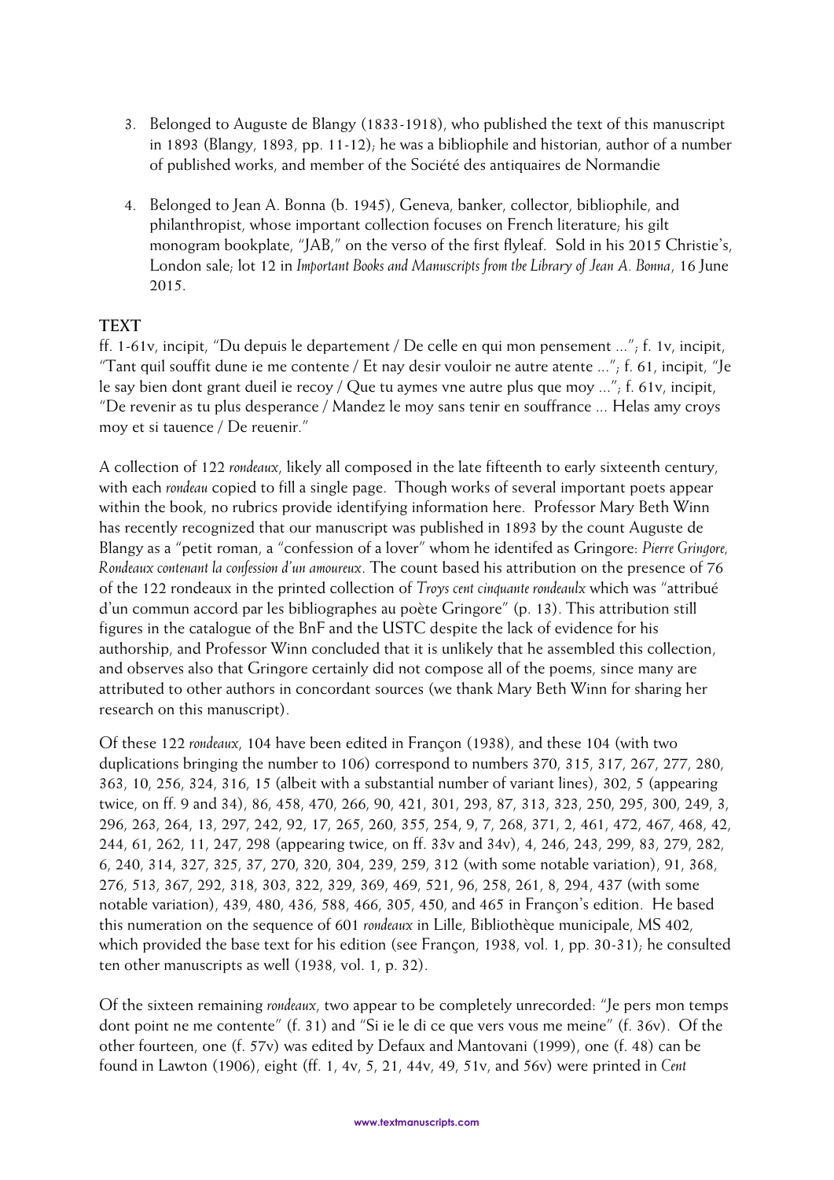3. Belonged to Auguste de Blangy (1833-1918), who published the text of this manuscript in 1893 (Blangy, 1893, pp. 11-12); he was a bibliophile and historian, author of a number of published works, and member of the Société des antiquaires de Normandie

4. Belonged to Jean A. Bonna (b. 1945), Geneva, banker, collector, bibliophile, and philanthropist, whose important collection focuses on French literature; his gilt monogram bookplate, "JAB," on the verso of the first flyleaf. Sold in his 2015 Christie's, London sale; lot 12 in *Important Books and Manuscripts from the Library of Jean A. Bonna*, 16 June 2015.

**TEXT**

ff. 1-61v, incipit, "Du depuis le departement / De celle en qui mon pensement ..."; f. 1v, incipit, "Tant quil souffit dune ie me contente / Et nay desir vouloir ne autre atente ..."; f. 61, incipit, "Je le say bien dont grant dueil ie recoy / Que tu aymes vne autre plus que moy ..."; f. 61v, incipit, "De revenir as tu plus desperance / Mandez le moy sans tenir en souffrance ... Helas amy croys moy et si tauence / De reuenir."

A collection of 122 *rondeaux*, likely all composed in the late fifteenth to early sixteenth century, with each *rondeau* copied to fill a single page. Though works of several important poets appear within the book, no rubrics provide identifying information here. Professor Mary Beth Winn has recently recognized that our manuscript was published in 1893 by the count Auguste de Blangy as a "petit roman, a "confession of a lover" whom he identifed as Gringore: *Pierre Gringore, Rondeaux contenant la confession d'un amoureux*. The count based his attribution on the presence of 76 of the 122 rondeaux in the printed collection of *Troys cent cinquante rondeaulx* which was "attribué d'un commun accord par les bibliographes au poète Gringore" (p. 13). This attribution still figures in the catalogue of the BnF and the USTC despite the lack of evidence for his authorship, and Professor Winn concluded that it is unlikely that he assembled this collection, and observes also that Gringore certainly did not compose all of the poems, since many are attributed to other authors in concordant sources (we thank Mary Beth Winn for sharing her research on this manuscript).

Of these 122 *rondeaux*, 104 have been edited in Françon (1938), and these 104 (with two duplications bringing the number to 106) correspond to numbers 370, 315, 317, 267, 277, 280, 363, 10, 256, 324, 316, 15 (albeit with a substantial number of variant lines), 302, 5 (appearing twice, on ff. 9 and 34), 86, 458, 470, 266, 90, 421, 301, 293, 87, 313, 323, 250, 295, 300, 249, 3, 296, 263, 264, 13, 297, 242, 92, 17, 265, 260, 355, 254, 9, 7, 268, 371, 2, 461, 472, 467, 468, 42, 244, 61, 262, 11, 247, 298 (appearing twice, on ff. 33v and 34v), 4, 246, 243, 299, 83, 279, 282, 6, 240, 314, 327, 325, 37, 270, 320, 304, 239, 259, 312 (with some notable variation), 91, 368, 276, 513, 367, 292, 318, 303, 322, 329, 369, 469, 521, 96, 258, 261, 8, 294, 437 (with some notable variation), 439, 480, 436, 588, 466, 305, 450, and 465 in Françon's edition. He based this numeration on the sequence of 601 *rondeaux* in Lille, Bibliothèque municipale, MS 402, which provided the base text for his edition (see Françon, 1938, vol. 1, pp. 30-31); he consulted ten other manuscripts as well (1938, vol. 1, p. 32).

Of the sixteen remaining *rondeaux*, two appear to be completely unrecorded: "Je pers mon temps dont point ne me contente" (f. 31) and "Si ie le di ce que vers vous me meine" (f. 36v). Of the other fourteen, one (f. 57v) was edited by Defaux and Mantovani (1999), one (f. 48) can be found in Lawton (1906), eight (ff. 1, 4v, 5, 21, 44v, 49, 51v, and 56v) were printed in *Cent*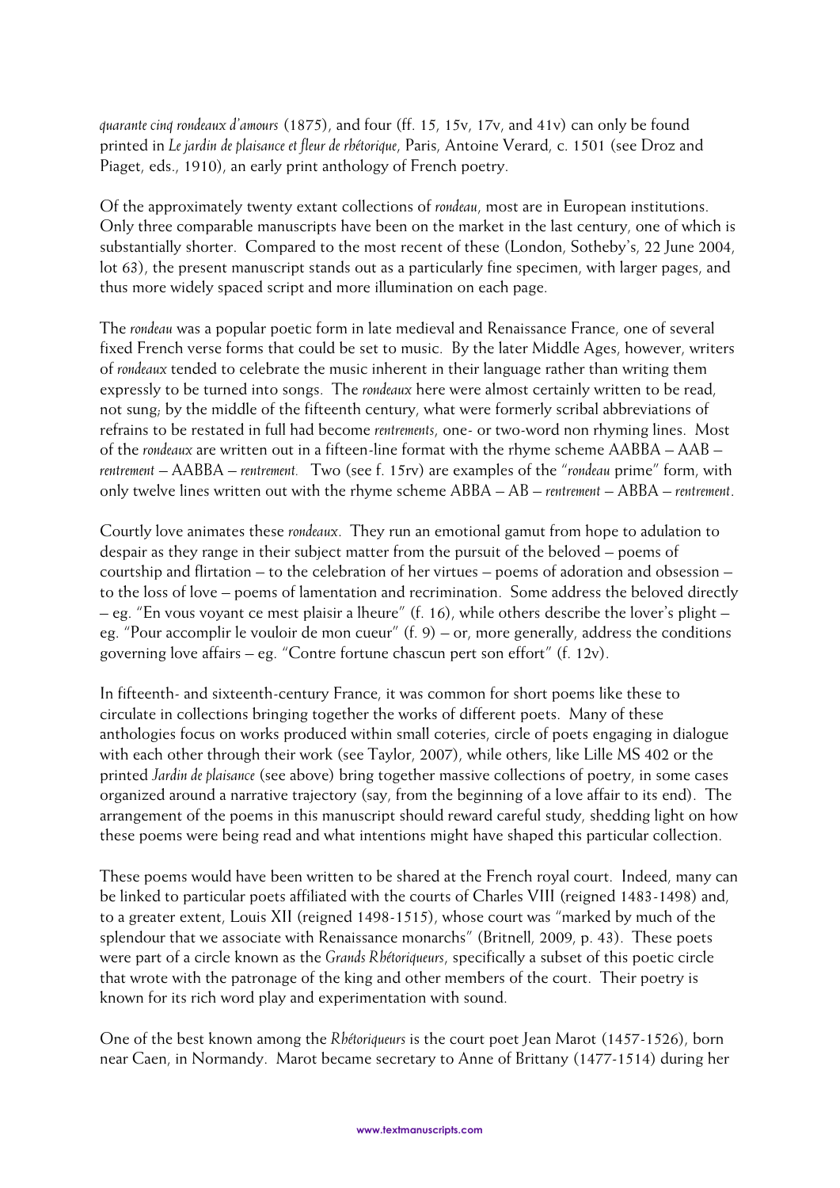*quarante cinq rondeaux d'amours* (1875), and four (ff. 15, 15v, 17v, and 41v) can only be found printed in *Le jardin de plaisance et fleur de rhétorique*, Paris, Antoine Verard, c. 1501 (see Droz and Piaget, eds., 1910), an early print anthology of French poetry.

Of the approximately twenty extant collections of *rondeau*, most are in European institutions. Only three comparable manuscripts have been on the market in the last century, one of which is substantially shorter. Compared to the most recent of these (London, Sotheby's, 22 June 2004, lot 63), the present manuscript stands out as a particularly fine specimen, with larger pages, and thus more widely spaced script and more illumination on each page.

The *rondeau* was a popular poetic form in late medieval and Renaissance France, one of several fixed French verse forms that could be set to music. By the later Middle Ages, however, writers of *rondeaux* tended to celebrate the music inherent in their language rather than writing them expressly to be turned into songs. The *rondeaux* here were almost certainly written to be read, not sung; by the middle of the fifteenth century, what were formerly scribal abbreviations of refrains to be restated in full had become *rentrements*, one- or two-word non rhyming lines. Most of the *rondeaux* are written out in a fifteen-line format with the rhyme scheme AABBA – AAB – *rentrement* – AABBA – *rentrement*. Two (see f. 15rv) are examples of the "*rondeau* prime" form, with only twelve lines written out with the rhyme scheme ABBA – AB – *rentrement* – ABBA – *rentrement*.

Courtly love animates these *rondeaux*. They run an emotional gamut from hope to adulation to despair as they range in their subject matter from the pursuit of the beloved – poems of courtship and flirtation – to the celebration of her virtues – poems of adoration and obsession – to the loss of love – poems of lamentation and recrimination. Some address the beloved directly – eg. "En vous voyant ce mest plaisir a lheure" (f. 16), while others describe the lover's plight – eg. "Pour accomplir le vouloir de mon cueur" (f. 9) – or, more generally, address the conditions governing love affairs – eg. "Contre fortune chascun pert son effort" (f. 12v).

In fifteenth- and sixteenth-century France, it was common for short poems like these to circulate in collections bringing together the works of different poets. Many of these anthologies focus on works produced within small coteries, circle of poets engaging in dialogue with each other through their work (see Taylor, 2007), while others, like Lille MS 402 or the printed *Jardin de plaisance* (see above) bring together massive collections of poetry, in some cases organized around a narrative trajectory (say, from the beginning of a love affair to its end). The arrangement of the poems in this manuscript should reward careful study, shedding light on how these poems were being read and what intentions might have shaped this particular collection.

These poems would have been written to be shared at the French royal court. Indeed, many can be linked to particular poets affiliated with the courts of Charles VIII (reigned 1483-1498) and, to a greater extent, Louis XII (reigned 1498-1515), whose court was "marked by much of the splendour that we associate with Renaissance monarchs" (Britnell, 2009, p. 43). These poets were part of a circle known as the *Grands Rhétoriqueurs*, specifically a subset of this poetic circle that wrote with the patronage of the king and other members of the court. Their poetry is known for its rich word play and experimentation with sound.

One of the best known among the *Rhétoriqueurs* is the court poet Jean Marot (1457-1526), born near Caen, in Normandy. Marot became secretary to Anne of Brittany (1477-1514) during her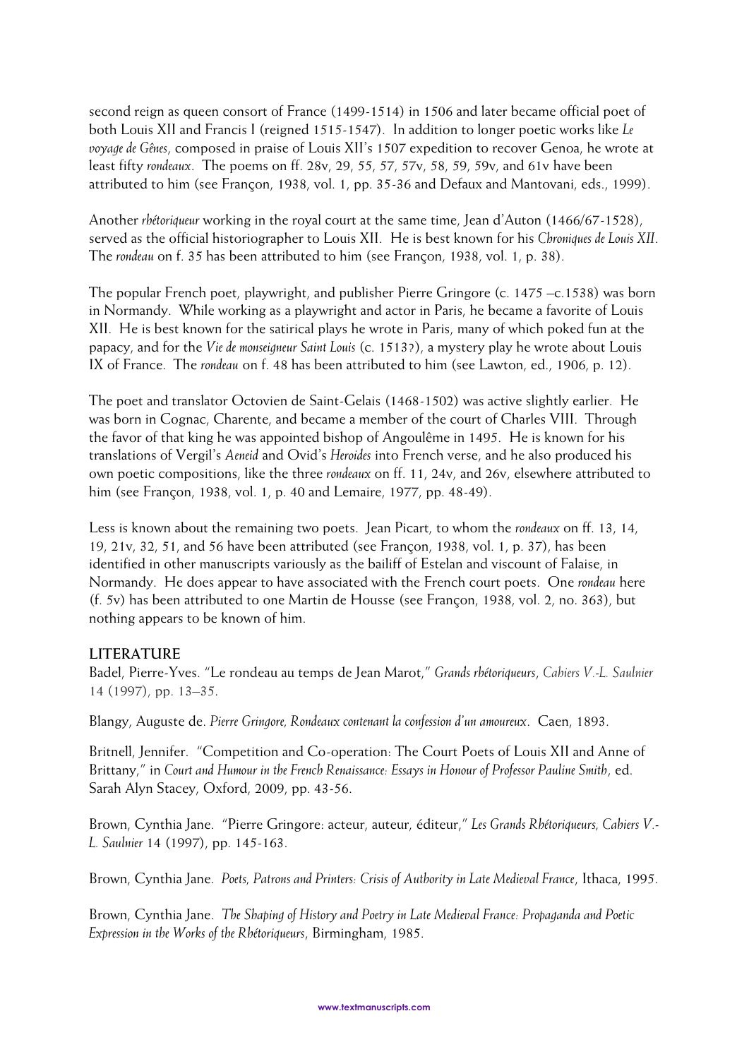second reign as queen consort of France (1499-1514) in 1506 and later became official poet of both Louis XII and Francis I (reigned 1515-1547). In addition to longer poetic works like *Le voyage de Gênes*, composed in praise of Louis XII's 1507 expedition to recover Genoa, he wrote at least fifty *rondeaux*. The poems on ff. 28v, 29, 55, 57, 57v, 58, 59, 59v, and 61v have been attributed to him (see Françon, 1938, vol. 1, pp. 35-36 and Defaux and Mantovani, eds., 1999).

Another *rhétoriqueur* working in the royal court at the same time, Jean d'Auton (1466/67-1528), served as the official historiographer to Louis XII. He is best known for his *Chroniques de Louis XII*. The *rondeau* on f. 35 has been attributed to him (see Françon, 1938, vol. 1, p. 38).

The popular French poet, playwright, and publisher Pierre Gringore (c. 1475 –c.1538) was born in Normandy. While working as a playwright and actor in Paris, he became a favorite of Louis XII. He is best known for the satirical plays he wrote in Paris, many of which poked fun at the papacy, and for the *Vie de monseigneur Saint Louis* (c. 1513?), a mystery play he wrote about Louis IX of France. The *rondeau* on f. 48 has been attributed to him (see Lawton, ed., 1906, p. 12).

The poet and translator Octovien de Saint-Gelais (1468-1502) was active slightly earlier. He was born in Cognac, Charente, and became a member of the court of Charles VIII. Through the favor of that king he was appointed bishop of Angoulême in 1495. He is known for his translations of Vergil's *Aeneid* and Ovid's *Heroides* into French verse, and he also produced his own poetic compositions, like the three *rondeaux* on ff. 11, 24v, and 26v, elsewhere attributed to him (see Françon, 1938, vol. 1, p. 40 and Lemaire, 1977, pp. 48-49).

Less is known about the remaining two poets. Jean Picart, to whom the *rondeaux* on ff. 13, 14, 19, 21v, 32, 51, and 56 have been attributed (see Françon, 1938, vol. 1, p. 37), has been identified in other manuscripts variously as the bailiff of Estelan and viscount of Falaise, in Normandy. He does appear to have associated with the French court poets. One *rondeau* here (f. 5v) has been attributed to one Martin de Housse (see Françon, 1938, vol. 2, no. 363), but nothing appears to be known of him.

## LITERATURE

Badel, Pierre-Yves. "Le rondeau au temps de Jean Marot," *Grands rhétoriqueurs*, *Cahiers V.-L. Saulnier* 14 (1997), pp. 13–35.

Blangy, Auguste de. *Pierre Gringore, Rondeaux contenant la confession d'un amoureux*. Caen, 1893.

Britnell, Jennifer. "Competition and Co-operation: The Court Poets of Louis XII and Anne of Brittany," in *Court and Humour in the French Renaissance: Essays in Honour of Professor Pauline Smith*, ed. Sarah Alyn Stacey, Oxford, 2009, pp. 43-56.

Brown, Cynthia Jane. "Pierre Gringore: acteur, auteur, éditeur," *Les Grands Rhétoriqueurs, Cahiers V.-L. Saulnier* 14 (1997), pp. 145-163.

Brown, Cynthia Jane. *Poets, Patrons and Printers: Crisis of Authority in Late Medieval France*, Ithaca, 1995.

Brown, Cynthia Jane. *The Shaping of History and Poetry in Late Medieval France: Propaganda and Poetic Expression in the Works of the Rhétoriqueurs*, Birmingham, 1985.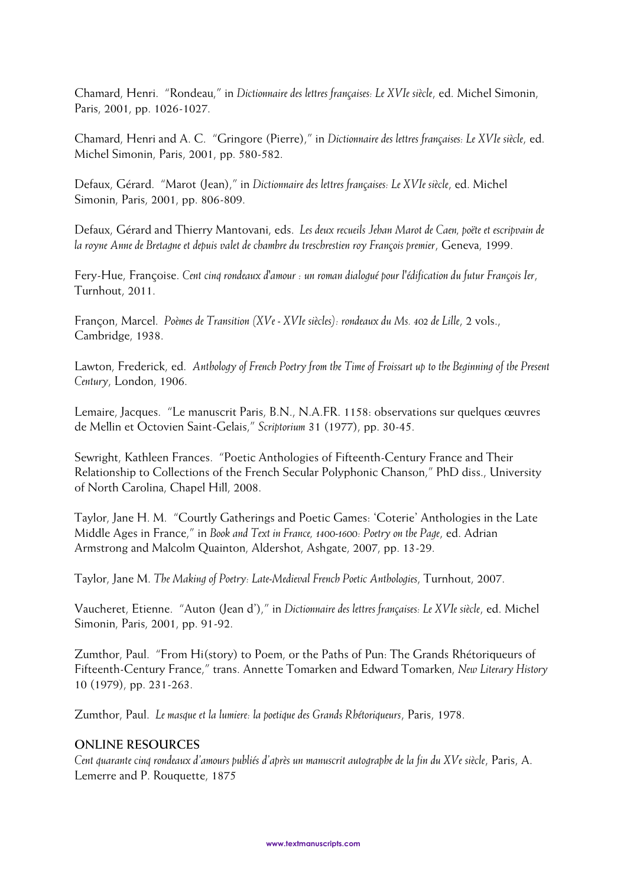Chamard, Henri. "Rondeau," in *Dictionnaire des lettres françaises: Le XVIe siècle*, ed. Michel Simonin, Paris, 2001, pp. 1026-1027.

Chamard, Henri and A. C. "Gringore (Pierre)," in *Dictionnaire des lettres françaises: Le XVIe siècle*, ed. Michel Simonin, Paris, 2001, pp. 580-582.

Defaux, Gérard. "Marot (Jean)," in *Dictionnaire des lettres françaises: Le XVIe siècle*, ed. Michel Simonin, Paris, 2001, pp. 806-809.

Defaux, Gérard and Thierry Mantovani, eds. *Les deux recueils Jehan Marot de Caen, poëte et escripvain de la royne Anne de Bretagne et depuis valet de chambre du treschrestien roy François premier*, Geneva, 1999.

Fery-Hue, Françoise. *Cent cinq rondeaux d'amour : un roman dialogué pour l'édification du futur François Ier*, Turnhout, 2011.

Françon, Marcel. *Poèmes de Transition (XVe - XVIe siècles): rondeaux du Ms. 402 de Lille*, 2 vols., Cambridge, 1938.

Lawton, Frederick, ed. *Anthology of French Poetry from the Time of Froissart up to the Beginning of the Present Century*, London, 1906.

Lemaire, Jacques. "Le manuscrit Paris, B.N., N.A.FR. 1158: observations sur quelques œuvres de Mellin et Octovien Saint-Gelais," *Scriptorium* 31 (1977), pp. 30-45.

Sewright, Kathleen Frances. "Poetic Anthologies of Fifteenth-Century France and Their Relationship to Collections of the French Secular Polyphonic Chanson," PhD diss., University of North Carolina, Chapel Hill, 2008.

Taylor, Jane H. M. "Courtly Gatherings and Poetic Games: 'Coterie' Anthologies in the Late Middle Ages in France," in *Book and Text in France, 1400-1600: Poetry on the Page*, ed. Adrian Armstrong and Malcolm Quainton, Aldershot, Ashgate, 2007, pp. 13-29.

Taylor, Jane M. *The Making of Poetry: Late-Medieval French Poetic Anthologies*, Turnhout, 2007.

Vaucheret, Etienne. "Auton (Jean d')," in *Dictionnaire des lettres françaises: Le XVIe siècle*, ed. Michel Simonin, Paris, 2001, pp. 91-92.

Zumthor, Paul. "From Hi(story) to Poem, or the Paths of Pun: The Grands Rhétoriqueurs of Fifteenth-Century France," trans. Annette Tomarken and Edward Tomarken, *New Literary History* 10 (1979), pp. 231-263.

Zumthor, Paul. *Le masque et la lumiere: la poetique des Grands Rhétoriqueurs*, Paris, 1978.

## ONLINE RESOURCES

*Cent quarante cinq rondeaux d'amours publiés d'après un manuscrit autographe de la fin du XVe siècle*, Paris, A. Lemerre and P. Rouquette, 1875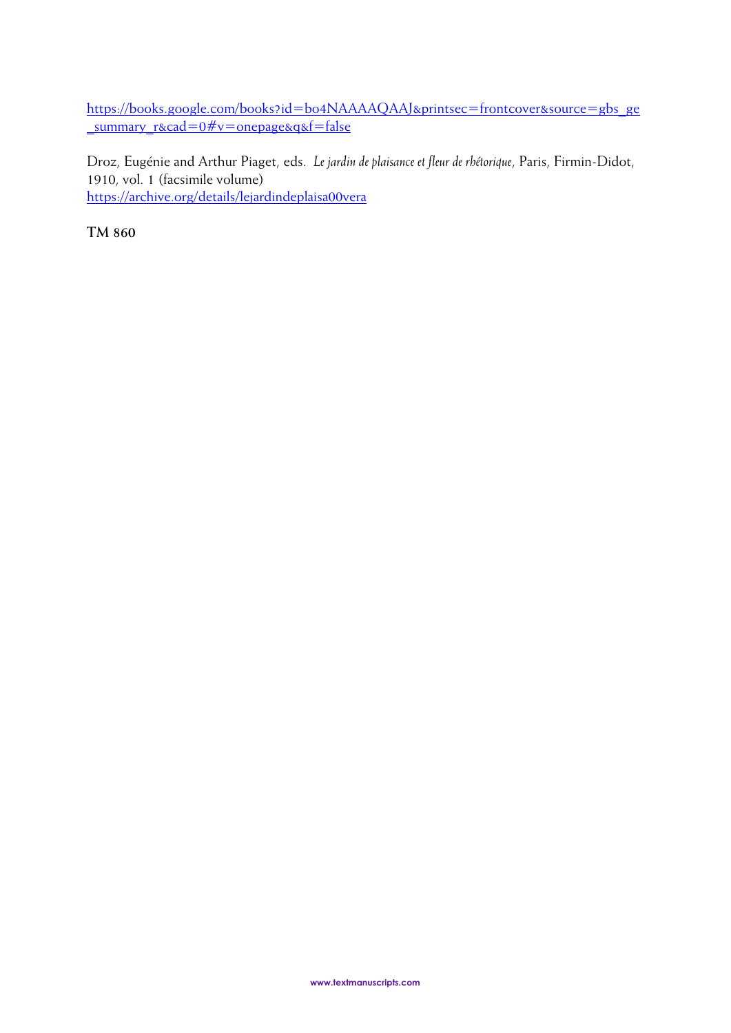https://books.google.com/books?id=bo4NAAAAQAAJ&printsec=frontcover&source=gbs_ge_summary_r&cad=0#v=onepage&q&f=false

Droz, Eugénie and Arthur Piaget, eds. *Le jardin de plaisance et fleur de rhétorique*, Paris, Firmin-Didot, 1910, vol. 1 (facsimile volume)
https://archive.org/details/lejardindeplaisa00vera

**TM 860**